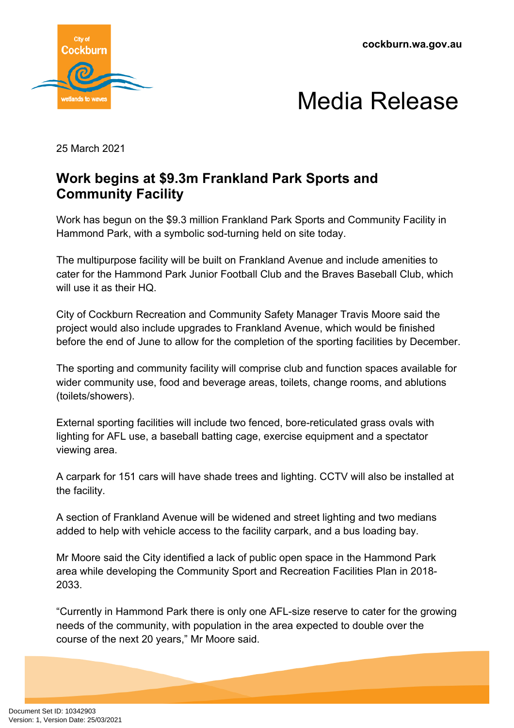cockburn.wa.gov.au

# Media Release

25 March 2021

## Work begins at $9.3m Frankland Park Sports and Community Facility

Work has begun on the $9.3 million Frankland Park Sports and Community Facility in Hammond Park, with a symbolic sod-turning held on site today.

The multipurpose facility will be built on Frankland Avenue and include amenities to cater for the Hammond Park Junior Football Club and the Braves Baseball Club, which will use it as their HQ.

City of Cockburn Recreation and Community Safety Manager Travis Moore said the project would also include upgrades to Frankland Avenue, which would be finished before the end of June to allow for the completion of the sporting facilities by December.

The sporting and community facility will comprise club and function spaces available for wider community use, food and beverage areas, toilets, change rooms, and ablutions (toilets/showers).

External sporting facilities will include two fenced, bore-reticulated grass ovals with lighting for AFL use, a baseball batting cage, exercise equipment and a spectator viewing area.

A carpark for 151 cars will have shade trees and lighting. CCTV will also be installed at the facility.

A section of Frankland Avenue will be widened and street lighting and two medians added to help with vehicle access to the facility carpark, and a bus loading bay.

Mr Moore said the City identified a lack of public open space in the Hammond Park area while developing the Community Sport and Recreation Facilities Plan in 2018-2033.

"Currently in Hammond Park there is only one AFL-size reserve to cater for the growing needs of the community, with population in the area expected to double over the course of the next 20 years," Mr Moore said.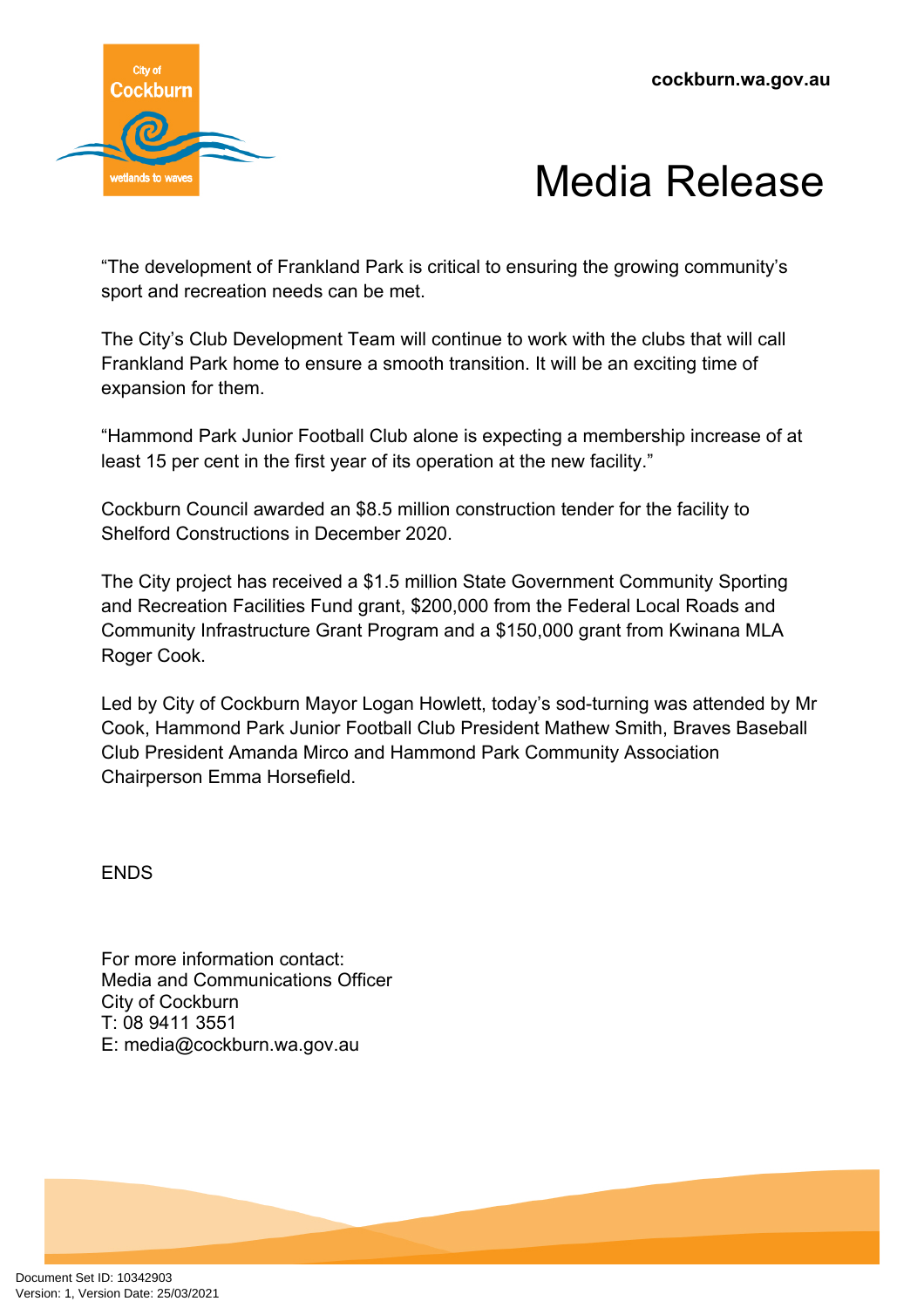# Media Release

"The development of Frankland Park is critical to ensuring the growing community's sport and recreation needs can be met.

The City's Club Development Team will continue to work with the clubs that will call Frankland Park home to ensure a smooth transition. It will be an exciting time of expansion for them.

"Hammond Park Junior Football Club alone is expecting a membership increase of at least 15 per cent in the first year of its operation at the new facility."

Cockburn Council awarded an $8.5 million construction tender for the facility to Shelford Constructions in December 2020.

The City project has received a $1.5 million State Government Community Sporting and Recreation Facilities Fund grant, $200,000 from the Federal Local Roads and Community Infrastructure Grant Program and a $150,000 grant from Kwinana MLA Roger Cook.

Led by City of Cockburn Mayor Logan Howlett, today's sod-turning was attended by Mr Cook, Hammond Park Junior Football Club President Mathew Smith, Braves Baseball Club President Amanda Mirco and Hammond Park Community Association Chairperson Emma Horsefield.

ENDS

For more information contact:
Media and Communications Officer
City of Cockburn
T: 08 9411 3551
E: media@cockburn.wa.gov.au